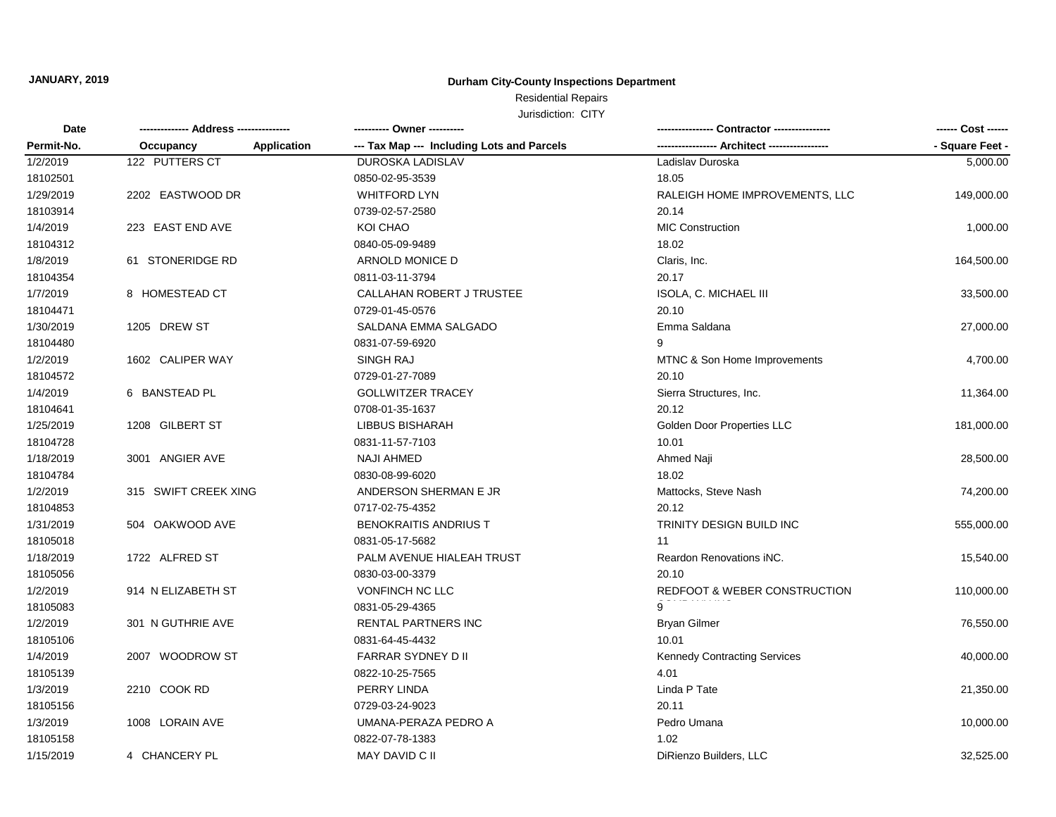**JANUARY, 2019**

# Durham City-County Inspections Department

Residential Repairs

Jurisdiction: CITY

| Date<br>Permit-No. | Address<br>Occupancy | Application | Owner<br>Tax Map --- Including Lots and Parcels | Contractor<br>Architect | Cost<br>Square Feet |
|---|---|---|---|---|---|
| 1/2/2019<br>18102501 | 122 PUTTERS CT | | DUROSKA LADISLAV<br>0850-02-95-3539 | Ladislav Duroska<br>18.05 | 5,000.00 |
| 1/29/2019<br>18103914 | 2202 EASTWOOD DR | | WHITFORD LYN<br>0739-02-57-2580 | RALEIGH HOME IMPROVEMENTS, LLC<br>20.14 | 149,000.00 |
| 1/4/2019<br>18104312 | 223 EAST END AVE | | KOI CHAO<br>0840-05-09-9489 | MIC Construction<br>18.02 | 1,000.00 |
| 1/8/2019<br>18104354 | 61 STONERIDGE RD | | ARNOLD MONICE D<br>0811-03-11-3794 | Claris, Inc.<br>20.17 | 164,500.00 |
| 1/7/2019<br>18104471 | 8 HOMESTEAD CT | | CALLAHAN ROBERT J TRUSTEE<br>0729-01-45-0576 | ISOLA, C. MICHAEL III<br>20.10 | 33,500.00 |
| 1/30/2019<br>18104480 | 1205 DREW ST | | SALDANA EMMA SALGADO<br>0831-07-59-6920 | Emma Saldana<br>9 | 27,000.00 |
| 1/2/2019<br>18104572 | 1602 CALIPER WAY | | SINGH RAJ<br>0729-01-27-7089 | MTNC & Son Home Improvements<br>20.10 | 4,700.00 |
| 1/4/2019<br>18104641 | 6 BANSTEAD PL | | GOLLWITZER TRACEY<br>0708-01-35-1637 | Sierra Structures, Inc.<br>20.12 | 11,364.00 |
| 1/25/2019<br>18104728 | 1208 GILBERT ST | | LIBBUS BISHARAH<br>0831-11-57-7103 | Golden Door Properties LLC<br>10.01 | 181,000.00 |
| 1/18/2019<br>18104784 | 3001 ANGIER AVE | | NAJI AHMED<br>0830-08-99-6020 | Ahmed Naji<br>18.02 | 28,500.00 |
| 1/2/2019<br>18104853 | 315 SWIFT CREEK XING | | ANDERSON SHERMAN E JR<br>0717-02-75-4352 | Mattocks, Steve Nash<br>20.12 | 74,200.00 |
| 1/31/2019<br>18105018 | 504 OAKWOOD AVE | | BENOKRAITIS ANDRIUS T<br>0831-05-17-5682 | TRINITY DESIGN BUILD INC<br>11 | 555,000.00 |
| 1/18/2019<br>18105056 | 1722 ALFRED ST | | PALM AVENUE HIALEAH TRUST<br>0830-03-00-3379 | Reardon Renovations iNC.<br>20.10 | 15,540.00 |
| 1/2/2019<br>18105083 | 914 N ELIZABETH ST | | VONFINCH NC LLC<br>0831-05-29-4365 | REDFOOT & WEBER CONSTRUCTION<br>9 | 110,000.00 |
| 1/2/2019<br>18105106 | 301 N GUTHRIE AVE | | RENTAL PARTNERS INC<br>0831-64-45-4432 | Bryan Gilmer<br>10.01 | 76,550.00 |
| 1/4/2019<br>18105139 | 2007 WOODROW ST | | FARRAR SYDNEY D II<br>0822-10-25-7565 | Kennedy Contracting Services<br>4.01 | 40,000.00 |
| 1/3/2019<br>18105156 | 2210 COOK RD | | PERRY LINDA<br>0729-03-24-9023 | Linda P Tate<br>20.11 | 21,350.00 |
| 1/3/2019<br>18105158 | 1008 LORAIN AVE | | UMANA-PERAZA PEDRO A<br>0822-07-78-1383 | Pedro Umana<br>1.02 | 10,000.00 |
| 1/15/2019 | 4 CHANCERY PL | | MAY DAVID C II | DiRienzo Builders, LLC | 32,525.00 |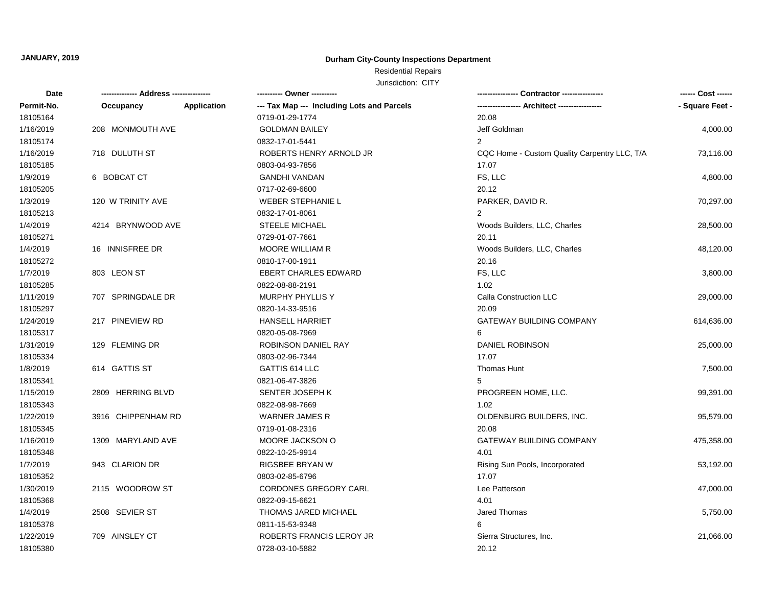**JANUARY, 2019**

**Durham City-County Inspections Department**

Residential Repairs

Jurisdiction: CITY

| Date / Permit-No. | Address / Occupancy | Application | Owner / Tax Map --- Including Lots and Parcels | Contractor / Architect | Cost / Square Feet |
|---|---|---|---|---|---|
| 18105164 | | | 0719-01-29-1774 | 20.08 | |
| 1/16/2019 | 208 MONMOUTH AVE | | GOLDMAN BAILEY | Jeff Goldman | 4,000.00 |
| 18105174 | | | 0832-17-01-5441 | 2 | |
| 1/16/2019 | 718 DULUTH ST | | ROBERTS HENRY ARNOLD JR | CQC Home - Custom Quality Carpentry LLC, T/A | 73,116.00 |
| 18105185 | | | 0803-04-93-7856 | 17.07 | |
| 1/9/2019 | 6 BOBCAT CT | | GANDHI VANDAN | FS, LLC | 4,800.00 |
| 18105205 | | | 0717-02-69-6600 | 20.12 | |
| 1/3/2019 | 120 W TRINITY AVE | | WEBER STEPHANIE L | PARKER, DAVID R. | 70,297.00 |
| 18105213 | | | 0832-17-01-8061 | 2 | |
| 1/4/2019 | 4214 BRYNWOOD AVE | | STEELE MICHAEL | Woods Builders, LLC, Charles | 28,500.00 |
| 18105271 | | | 0729-01-07-7661 | 20.11 | |
| 1/4/2019 | 16 INNISFREE DR | | MOORE WILLIAM R | Woods Builders, LLC, Charles | 48,120.00 |
| 18105272 | | | 0810-17-00-1911 | 20.16 | |
| 1/7/2019 | 803 LEON ST | | EBERT CHARLES EDWARD | FS, LLC | 3,800.00 |
| 18105285 | | | 0822-08-88-2191 | 1.02 | |
| 1/11/2019 | 707 SPRINGDALE DR | | MURPHY PHYLLIS Y | Calla Construction LLC | 29,000.00 |
| 18105297 | | | 0820-14-33-9516 | 20.09 | |
| 1/24/2019 | 217 PINEVIEW RD | | HANSELL HARRIET | GATEWAY BUILDING COMPANY | 614,636.00 |
| 18105317 | | | 0820-05-08-7969 | 6 | |
| 1/31/2019 | 129 FLEMING DR | | ROBINSON DANIEL RAY | DANIEL ROBINSON | 25,000.00 |
| 18105334 | | | 0803-02-96-7344 | 17.07 | |
| 1/8/2019 | 614 GATTIS ST | | GATTIS 614 LLC | Thomas Hunt | 7,500.00 |
| 18105341 | | | 0821-06-47-3826 | 5 | |
| 1/15/2019 | 2809 HERRING BLVD | | SENTER JOSEPH K | PROGREEN HOME, LLC. | 99,391.00 |
| 18105343 | | | 0822-08-98-7669 | 1.02 | |
| 1/22/2019 | 3916 CHIPPENHAM RD | | WARNER JAMES R | OLDENBURG BUILDERS, INC. | 95,579.00 |
| 18105345 | | | 0719-01-08-2316 | 20.08 | |
| 1/16/2019 | 1309 MARYLAND AVE | | MOORE JACKSON O | GATEWAY BUILDING COMPANY | 475,358.00 |
| 18105348 | | | 0822-10-25-9914 | 4.01 | |
| 1/7/2019 | 943 CLARION DR | | RIGSBEE BRYAN W | Rising Sun Pools, Incorporated | 53,192.00 |
| 18105352 | | | 0803-02-85-6796 | 17.07 | |
| 1/30/2019 | 2115 WOODROW ST | | CORDONES GREGORY CARL | Lee Patterson | 47,000.00 |
| 18105368 | | | 0822-09-15-6621 | 4.01 | |
| 1/4/2019 | 2508 SEVIER ST | | THOMAS JARED MICHAEL | Jared Thomas | 5,750.00 |
| 18105378 | | | 0811-15-53-9348 | 6 | |
| 1/22/2019 | 709 AINSLEY CT | | ROBERTS FRANCIS LEROY JR | Sierra Structures, Inc. | 21,066.00 |
| 18105380 | | | 0728-03-10-5882 | 20.12 | |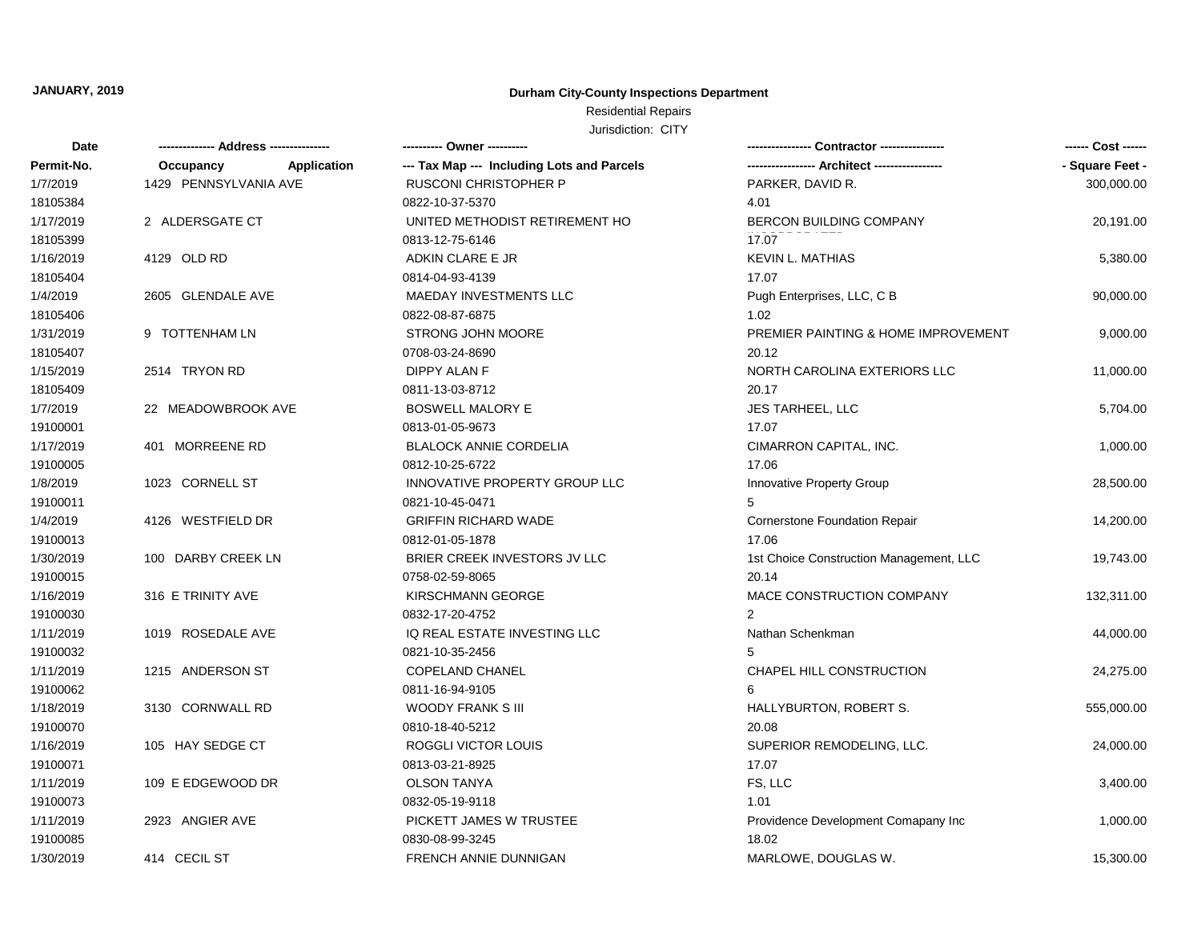**JANUARY, 2019**

## Durham City-County Inspections Department

Residential Repairs

Jurisdiction: CITY

| Date / Permit-No. | Address / Occupancy Application | Owner / Tax Map --- Including Lots and Parcels | Contractor / Architect | Cost / Square Feet |
|---|---|---|---|---|
| 1/7/2019<br>18105384 | 1429 PENNSYLVANIA AVE | RUSCONI CHRISTOPHER P<br>0822-10-37-5370 | PARKER, DAVID R.<br>4.01 | 300,000.00 |
| 1/17/2019<br>18105399 | 2 ALDERSGATE CT | UNITED METHODIST RETIREMENT HO<br>0813-12-75-6146 | BERCON BUILDING COMPANY<br>17.07 | 20,191.00 |
| 1/16/2019<br>18105404 | 4129 OLD RD | ADKIN CLARE E JR<br>0814-04-93-4139 | KEVIN L. MATHIAS<br>17.07 | 5,380.00 |
| 1/4/2019<br>18105406 | 2605 GLENDALE AVE | MAEDAY INVESTMENTS LLC<br>0822-08-87-6875 | Pugh Enterprises, LLC, C B<br>1.02 | 90,000.00 |
| 1/31/2019<br>18105407 | 9 TOTTENHAM LN | STRONG JOHN MOORE<br>0708-03-24-8690 | PREMIER PAINTING & HOME IMPROVEMENT<br>20.12 | 9,000.00 |
| 1/15/2019<br>18105409 | 2514 TRYON RD | DIPPY ALAN F<br>0811-13-03-8712 | NORTH CAROLINA EXTERIORS LLC<br>20.17 | 11,000.00 |
| 1/7/2019<br>19100001 | 22 MEADOWBROOK AVE | BOSWELL MALORY E<br>0813-01-05-9673 | JES TARHEEL, LLC<br>17.07 | 5,704.00 |
| 1/17/2019<br>19100005 | 401 MORREENE RD | BLALOCK ANNIE CORDELIA<br>0812-10-25-6722 | CIMARRON CAPITAL, INC.<br>17.06 | 1,000.00 |
| 1/8/2019<br>19100011 | 1023 CORNELL ST | INNOVATIVE PROPERTY GROUP LLC<br>0821-10-45-0471 | Innovative Property Group<br>5 | 28,500.00 |
| 1/4/2019<br>19100013 | 4126 WESTFIELD DR | GRIFFIN RICHARD WADE<br>0812-01-05-1878 | Cornerstone Foundation Repair<br>17.06 | 14,200.00 |
| 1/30/2019<br>19100015 | 100 DARBY CREEK LN | BRIER CREEK INVESTORS JV LLC<br>0758-02-59-8065 | 1st Choice Construction Management, LLC<br>20.14 | 19,743.00 |
| 1/16/2019<br>19100030 | 316 E TRINITY AVE | KIRSCHMANN GEORGE<br>0832-17-20-4752 | MACE CONSTRUCTION COMPANY<br>2 | 132,311.00 |
| 1/11/2019<br>19100032 | 1019 ROSEDALE AVE | IQ REAL ESTATE INVESTING LLC<br>0821-10-35-2456 | Nathan Schenkman<br>5 | 44,000.00 |
| 1/11/2019<br>19100062 | 1215 ANDERSON ST | COPELAND CHANEL<br>0811-16-94-9105 | CHAPEL HILL CONSTRUCTION<br>6 | 24,275.00 |
| 1/18/2019<br>19100070 | 3130 CORNWALL RD | WOODY FRANK S III<br>0810-18-40-5212 | HALLYBURTON, ROBERT S.<br>20.08 | 555,000.00 |
| 1/16/2019<br>19100071 | 105 HAY SEDGE CT | ROGGLI VICTOR LOUIS<br>0813-03-21-8925 | SUPERIOR REMODELING, LLC.<br>17.07 | 24,000.00 |
| 1/11/2019<br>19100073 | 109 E EDGEWOOD DR | OLSON TANYA<br>0832-05-19-9118 | FS, LLC<br>1.01 | 3,400.00 |
| 1/11/2019<br>19100085 | 2923 ANGIER AVE | PICKETT JAMES W TRUSTEE<br>0830-08-99-3245 | Providence Development Comapany Inc<br>18.02 | 1,000.00 |
| 1/30/2019 | 414 CECIL ST | FRENCH ANNIE DUNNIGAN | MARLOWE, DOUGLAS W. | 15,300.00 |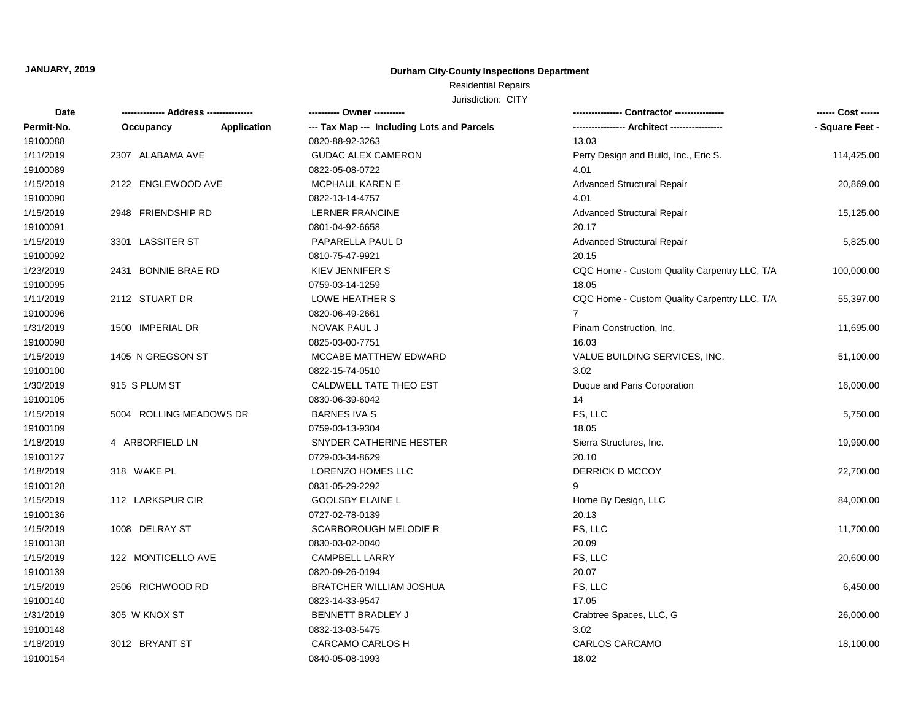**JANUARY, 2019**

# Durham City-County Inspections Department

Residential Repairs

Jurisdiction: CITY

| Date | ------------- Address -------------- | | ---------- Owner ---------- | ---------------- Contractor ---------------- | ------ Cost ------ |
|---|---|---|---|---|---|
| Permit-No. | Occupancy | Application | --- Tax Map --- Including Lots and Parcels | ----------------- Architect ----------------- | - Square Feet - |
| 19100088 | | | 0820-88-92-3263 | 13.03 | |
| 1/11/2019 | 2307 ALABAMA AVE | | GUDAC ALEX CAMERON | Perry Design and Build, Inc., Eric S. | 114,425.00 |
| 19100089 | | | 0822-05-08-0722 | 4.01 | |
| 1/15/2019 | 2122 ENGLEWOOD AVE | | MCPHAUL KAREN E | Advanced Structural Repair | 20,869.00 |
| 19100090 | | | 0822-13-14-4757 | 4.01 | |
| 1/15/2019 | 2948 FRIENDSHIP RD | | LERNER FRANCINE | Advanced Structural Repair | 15,125.00 |
| 19100091 | | | 0801-04-92-6658 | 20.17 | |
| 1/15/2019 | 3301 LASSITER ST | | PAPARELLA PAUL D | Advanced Structural Repair | 5,825.00 |
| 19100092 | | | 0810-75-47-9921 | 20.15 | |
| 1/23/2019 | 2431 BONNIE BRAE RD | | KIEV JENNIFER S | CQC Home - Custom Quality Carpentry LLC, T/A | 100,000.00 |
| 19100095 | | | 0759-03-14-1259 | 18.05 | |
| 1/11/2019 | 2112 STUART DR | | LOWE HEATHER S | CQC Home - Custom Quality Carpentry LLC, T/A | 55,397.00 |
| 19100096 | | | 0820-06-49-2661 | 7 | |
| 1/31/2019 | 1500 IMPERIAL DR | | NOVAK PAUL J | Pinam Construction, Inc. | 11,695.00 |
| 19100098 | | | 0825-03-00-7751 | 16.03 | |
| 1/15/2019 | 1405 N GREGSON ST | | MCCABE MATTHEW EDWARD | VALUE BUILDING SERVICES, INC. | 51,100.00 |
| 19100100 | | | 0822-15-74-0510 | 3.02 | |
| 1/30/2019 | 915 S PLUM ST | | CALDWELL TATE THEO EST | Duque and Paris Corporation | 16,000.00 |
| 19100105 | | | 0830-06-39-6042 | 14 | |
| 1/15/2019 | 5004 ROLLING MEADOWS DR | | BARNES IVA S | FS, LLC | 5,750.00 |
| 19100109 | | | 0759-03-13-9304 | 18.05 | |
| 1/18/2019 | 4 ARBORFIELD LN | | SNYDER CATHERINE HESTER | Sierra Structures, Inc. | 19,990.00 |
| 19100127 | | | 0729-03-34-8629 | 20.10 | |
| 1/18/2019 | 318 WAKE PL | | LORENZO HOMES LLC | DERRICK D MCCOY | 22,700.00 |
| 19100128 | | | 0831-05-29-2292 | 9 | |
| 1/15/2019 | 112 LARKSPUR CIR | | GOOLSBY ELAINE L | Home By Design, LLC | 84,000.00 |
| 19100136 | | | 0727-02-78-0139 | 20.13 | |
| 1/15/2019 | 1008 DELRAY ST | | SCARBOROUGH MELODIE R | FS, LLC | 11,700.00 |
| 19100138 | | | 0830-03-02-0040 | 20.09 | |
| 1/15/2019 | 122 MONTICELLO AVE | | CAMPBELL LARRY | FS, LLC | 20,600.00 |
| 19100139 | | | 0820-09-26-0194 | 20.07 | |
| 1/15/2019 | 2506 RICHWOOD RD | | BRATCHER WILLIAM JOSHUA | FS, LLC | 6,450.00 |
| 19100140 | | | 0823-14-33-9547 | 17.05 | |
| 1/31/2019 | 305 W KNOX ST | | BENNETT BRADLEY J | Crabtree Spaces, LLC, G | 26,000.00 |
| 19100148 | | | 0832-13-03-5475 | 3.02 | |
| 1/18/2019 | 3012 BRYANT ST | | CARCAMO CARLOS H | CARLOS CARCAMO | 18,100.00 |
| 19100154 | | | 0840-05-08-1993 | 18.02 | |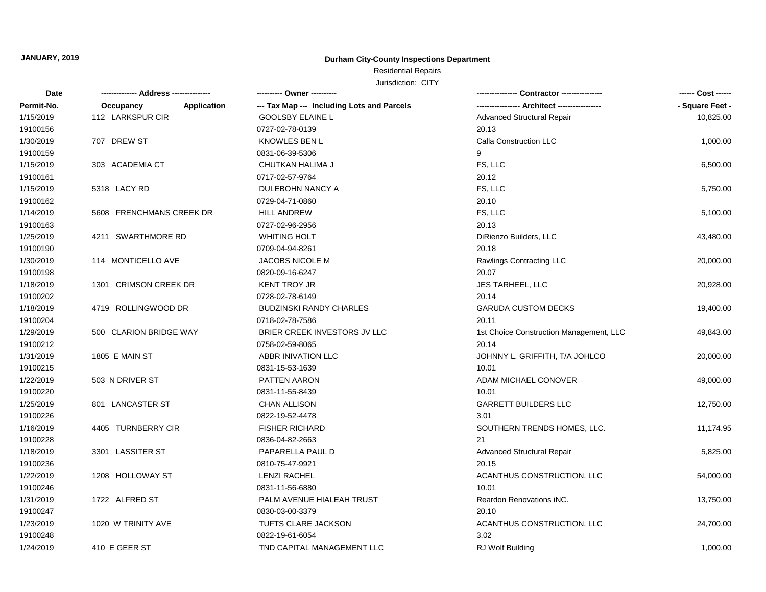**JANUARY, 2019**

**Durham City-County Inspections Department**

Residential Repairs

Jurisdiction: CITY

| Date<br>Permit-No. | ------------- Address --------------<br>Occupancy Application | ---------- Owner ----------<br>--- Tax Map --- Including Lots and Parcels | --------------- Contractor ---------------<br>---------------- Architect ---------------- | ------ Cost ------<br>- Square Feet - |
|---|---|---|---|---|
| 1/15/2019<br>19100156 | 112 LARKSPUR CIR | GOOLSBY ELAINE L<br>0727-02-78-0139 | Advanced Structural Repair<br>20.13 | 10,825.00 |
| 1/30/2019<br>19100159 | 707 DREW ST | KNOWLES BEN L<br>0831-06-39-5306 | Calla Construction LLC<br>9 | 1,000.00 |
| 1/15/2019<br>19100161 | 303 ACADEMIA CT | CHUTKAN HALIMA J<br>0717-02-57-9764 | FS, LLC<br>20.12 | 6,500.00 |
| 1/15/2019<br>19100162 | 5318 LACY RD | DULEBOHN NANCY A<br>0729-04-71-0860 | FS, LLC<br>20.10 | 5,750.00 |
| 1/14/2019<br>19100163 | 5608 FRENCHMANS CREEK DR | HILL ANDREW<br>0727-02-96-2956 | FS, LLC<br>20.13 | 5,100.00 |
| 1/25/2019<br>19100190 | 4211 SWARTHMORE RD | WHITING HOLT<br>0709-04-94-8261 | DiRienzo Builders, LLC<br>20.18 | 43,480.00 |
| 1/30/2019<br>19100198 | 114 MONTICELLO AVE | JACOBS NICOLE M<br>0820-09-16-6247 | Rawlings Contracting LLC<br>20.07 | 20,000.00 |
| 1/18/2019<br>19100202 | 1301 CRIMSON CREEK DR | KENT TROY JR<br>0728-02-78-6149 | JES TARHEEL, LLC<br>20.14 | 20,928.00 |
| 1/18/2019<br>19100204 | 4719 ROLLINGWOOD DR | BUDZINSKI RANDY CHARLES<br>0718-02-78-7586 | GARUDA CUSTOM DECKS<br>20.11 | 19,400.00 |
| 1/29/2019<br>19100212 | 500 CLARION BRIDGE WAY | BRIER CREEK INVESTORS JV LLC<br>0758-02-59-8065 | 1st Choice Construction Management, LLC<br>20.14 | 49,843.00 |
| 1/31/2019<br>19100215 | 1805 E MAIN ST | ABBR INIVATION LLC<br>0831-15-53-1639 | JOHNNY L. GRIFFITH, T/A JOHLCO CONTRACTING<br>10.01 | 20,000.00 |
| 1/22/2019<br>19100220 | 503 N DRIVER ST | PATTEN AARON<br>0831-11-55-8439 | ADAM MICHAEL CONOVER<br>10.01 | 49,000.00 |
| 1/25/2019<br>19100226 | 801 LANCASTER ST | CHAN ALLISON<br>0822-19-52-4478 | GARRETT BUILDERS LLC<br>3.01 | 12,750.00 |
| 1/16/2019<br>19100228 | 4405 TURNBERRY CIR | FISHER RICHARD<br>0836-04-82-2663 | SOUTHERN TRENDS HOMES, LLC.<br>21 | 11,174.95 |
| 1/18/2019<br>19100236 | 3301 LASSITER ST | PAPARELLA PAUL D<br>0810-75-47-9921 | Advanced Structural Repair<br>20.15 | 5,825.00 |
| 1/22/2019<br>19100246 | 1208 HOLLOWAY ST | LENZI RACHEL<br>0831-11-56-6880 | ACANTHUS CONSTRUCTION, LLC<br>10.01 | 54,000.00 |
| 1/31/2019<br>19100247 | 1722 ALFRED ST | PALM AVENUE HIALEAH TRUST<br>0830-03-00-3379 | Reardon Renovations iNC.<br>20.10 | 13,750.00 |
| 1/23/2019<br>19100248 | 1020 W TRINITY AVE | TUFTS CLARE JACKSON<br>0822-19-61-6054 | ACANTHUS CONSTRUCTION, LLC<br>3.02 | 24,700.00 |
| 1/24/2019 | 410 E GEER ST | TND CAPITAL MANAGEMENT LLC | RJ Wolf Building | 1,000.00 |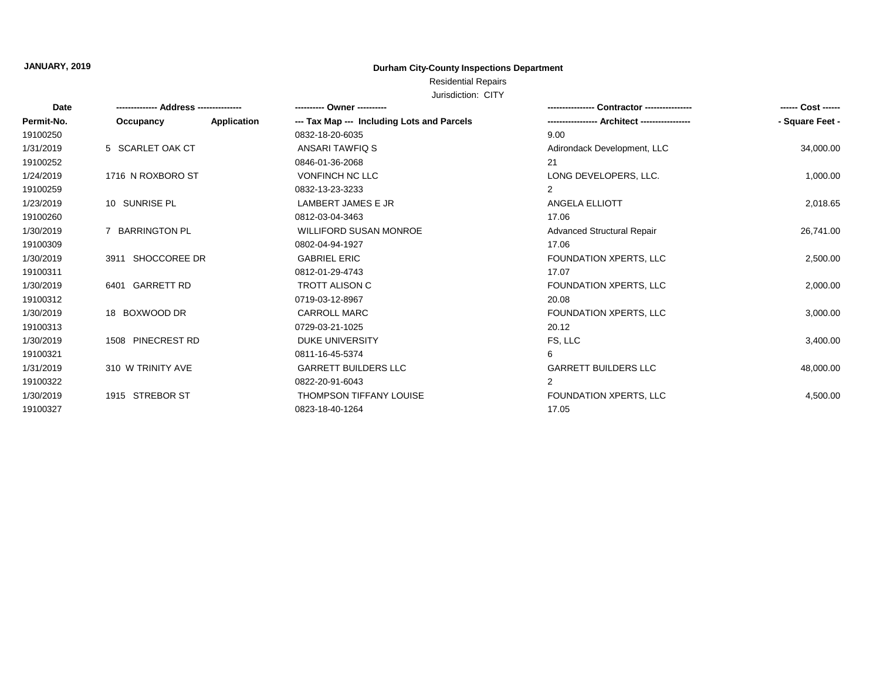**JANUARY, 2019**

**Durham City-County Inspections Department**

Residential Repairs

Jurisdiction: CITY

| Date<br>Permit-No. | ------------- Address --------------<br>Occupancy | <br>Application | ---------- Owner ----------<br>--- Tax Map --- Including Lots and Parcels | ---------------- Contractor ----------------<br>----------------- Architect ----------------- | ------ Cost ------<br>- Square Feet - |
|---|---|---|---|---|---|
| 19100250 | | | 0832-18-20-6035 | 9.00 | |
| 1/31/2019 | 5 SCARLET OAK CT | | ANSARI TAWFIQ S | Adirondack Development, LLC | 34,000.00 |
| 19100252 | | | 0846-01-36-2068 | 21 | |
| 1/24/2019 | 1716 N ROXBORO ST | | VONFINCH NC LLC | LONG DEVELOPERS, LLC. | 1,000.00 |
| 19100259 | | | 0832-13-23-3233 | 2 | |
| 1/23/2019 | 10 SUNRISE PL | | LAMBERT JAMES E JR | ANGELA ELLIOTT | 2,018.65 |
| 19100260 | | | 0812-03-04-3463 | 17.06 | |
| 1/30/2019 | 7 BARRINGTON PL | | WILLIFORD SUSAN MONROE | Advanced Structural Repair | 26,741.00 |
| 19100309 | | | 0802-04-94-1927 | 17.06 | |
| 1/30/2019 | 3911 SHOCCOREE DR | | GABRIEL ERIC | FOUNDATION XPERTS, LLC | 2,500.00 |
| 19100311 | | | 0812-01-29-4743 | 17.07 | |
| 1/30/2019 | 6401 GARRETT RD | | TROTT ALISON C | FOUNDATION XPERTS, LLC | 2,000.00 |
| 19100312 | | | 0719-03-12-8967 | 20.08 | |
| 1/30/2019 | 18 BOXWOOD DR | | CARROLL MARC | FOUNDATION XPERTS, LLC | 3,000.00 |
| 19100313 | | | 0729-03-21-1025 | 20.12 | |
| 1/30/2019 | 1508 PINECREST RD | | DUKE UNIVERSITY | FS, LLC | 3,400.00 |
| 19100321 | | | 0811-16-45-5374 | 6 | |
| 1/31/2019 | 310 W TRINITY AVE | | GARRETT BUILDERS LLC | GARRETT BUILDERS LLC | 48,000.00 |
| 19100322 | | | 0822-20-91-6043 | 2 | |
| 1/30/2019 | 1915 STREBOR ST | | THOMPSON TIFFANY LOUISE | FOUNDATION XPERTS, LLC | 4,500.00 |
| 19100327 | | | 0823-18-40-1264 | 17.05 | |